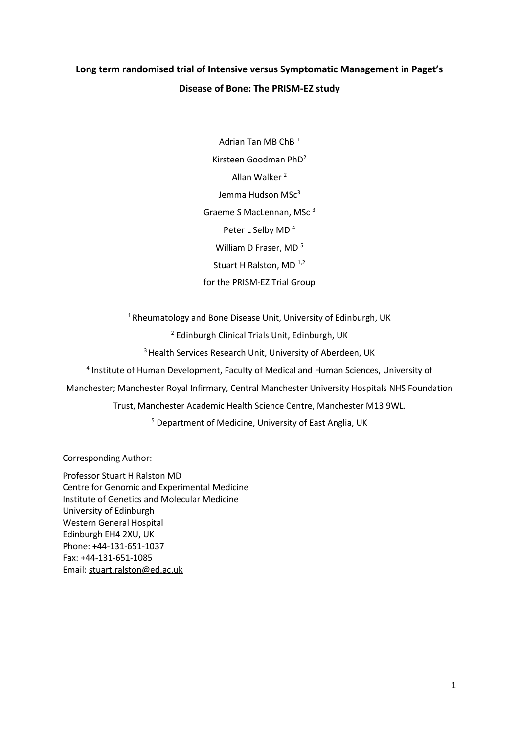# Long term randomised trial of Intensive versus Symptomatic Management in Paget's Disease of Bone: The PRISM-EZ study

Adrian Tan MB ChB [1]

Kirsteen Goodman PhD[2]

Allan Walker [2]

Jemma Hudson MSc[3]

Graeme S MacLennan, MSc [3]

Peter L Selby MD [4]

William D Fraser, MD [5]

Stuart H Ralston, MD [1,2]

for the PRISM-EZ Trial Group

[1] Rheumatology and Bone Disease Unit, University of Edinburgh, UK

[2] Edinburgh Clinical Trials Unit, Edinburgh, UK

[3] Health Services Research Unit, University of Aberdeen, UK

[4] Institute of Human Development, Faculty of Medical and Human Sciences, University of Manchester; Manchester Royal Infirmary, Central Manchester University Hospitals NHS Foundation Trust, Manchester Academic Health Science Centre, Manchester M13 9WL.

[5] Department of Medicine, University of East Anglia, UK

Corresponding Author:

Professor Stuart H Ralston MD
Centre for Genomic and Experimental Medicine
Institute of Genetics and Molecular Medicine
University of Edinburgh
Western General Hospital
Edinburgh EH4 2XU, UK
Phone: +44-131-651-1037
Fax: +44-131-651-1085
Email: stuart.ralston@ed.ac.uk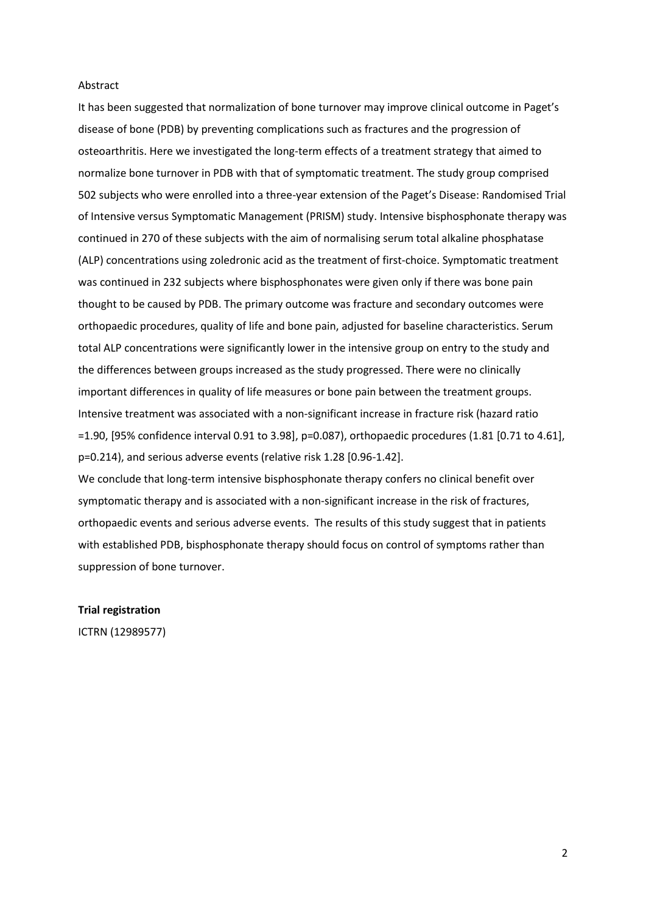Abstract

It has been suggested that normalization of bone turnover may improve clinical outcome in Paget's disease of bone (PDB) by preventing complications such as fractures and the progression of osteoarthritis. Here we investigated the long-term effects of a treatment strategy that aimed to normalize bone turnover in PDB with that of symptomatic treatment. The study group comprised 502 subjects who were enrolled into a three-year extension of the Paget's Disease: Randomised Trial of Intensive versus Symptomatic Management (PRISM) study. Intensive bisphosphonate therapy was continued in 270 of these subjects with the aim of normalising serum total alkaline phosphatase (ALP) concentrations using zoledronic acid as the treatment of first-choice. Symptomatic treatment was continued in 232 subjects where bisphosphonates were given only if there was bone pain thought to be caused by PDB. The primary outcome was fracture and secondary outcomes were orthopaedic procedures, quality of life and bone pain, adjusted for baseline characteristics. Serum total ALP concentrations were significantly lower in the intensive group on entry to the study and the differences between groups increased as the study progressed. There were no clinically important differences in quality of life measures or bone pain between the treatment groups. Intensive treatment was associated with a non-significant increase in fracture risk (hazard ratio =1.90, [95% confidence interval 0.91 to 3.98], p=0.087), orthopaedic procedures (1.81 [0.71 to 4.61], p=0.214), and serious adverse events (relative risk 1.28 [0.96-1.42].

We conclude that long-term intensive bisphosphonate therapy confers no clinical benefit over symptomatic therapy and is associated with a non-significant increase in the risk of fractures, orthopaedic events and serious adverse events. The results of this study suggest that in patients with established PDB, bisphosphonate therapy should focus on control of symptoms rather than suppression of bone turnover.

**Trial registration**

ICTRN (12989577)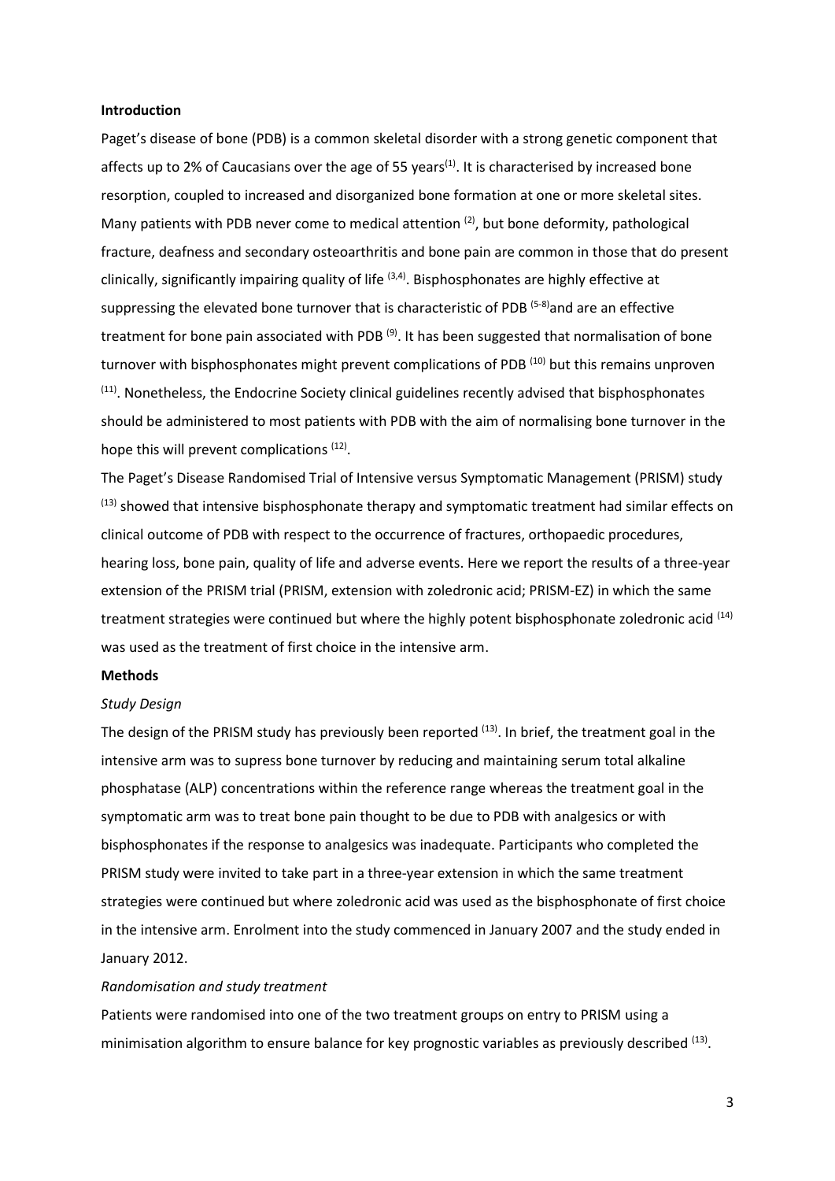**Introduction**

Paget's disease of bone (PDB) is a common skeletal disorder with a strong genetic component that affects up to 2% of Caucasians over the age of 55 years[1]. It is characterised by increased bone resorption, coupled to increased and disorganized bone formation at one or more skeletal sites. Many patients with PDB never come to medical attention [2], but bone deformity, pathological fracture, deafness and secondary osteoarthritis and bone pain are common in those that do present clinically, significantly impairing quality of life [3,4]. Bisphosphonates are highly effective at suppressing the elevated bone turnover that is characteristic of PDB [5-8]and are an effective treatment for bone pain associated with PDB [9]. It has been suggested that normalisation of bone turnover with bisphosphonates might prevent complications of PDB [10] but this remains unproven [11]. Nonetheless, the Endocrine Society clinical guidelines recently advised that bisphosphonates should be administered to most patients with PDB with the aim of normalising bone turnover in the hope this will prevent complications [12].

The Paget's Disease Randomised Trial of Intensive versus Symptomatic Management (PRISM) study [13] showed that intensive bisphosphonate therapy and symptomatic treatment had similar effects on clinical outcome of PDB with respect to the occurrence of fractures, orthopaedic procedures, hearing loss, bone pain, quality of life and adverse events. Here we report the results of a three-year extension of the PRISM trial (PRISM, extension with zoledronic acid; PRISM-EZ) in which the same treatment strategies were continued but where the highly potent bisphosphonate zoledronic acid [14] was used as the treatment of first choice in the intensive arm.

**Methods**

*Study Design*

The design of the PRISM study has previously been reported [13]. In brief, the treatment goal in the intensive arm was to supress bone turnover by reducing and maintaining serum total alkaline phosphatase (ALP) concentrations within the reference range whereas the treatment goal in the symptomatic arm was to treat bone pain thought to be due to PDB with analgesics or with bisphosphonates if the response to analgesics was inadequate. Participants who completed the PRISM study were invited to take part in a three-year extension in which the same treatment strategies were continued but where zoledronic acid was used as the bisphosphonate of first choice in the intensive arm. Enrolment into the study commenced in January 2007 and the study ended in January 2012.

*Randomisation and study treatment*

Patients were randomised into one of the two treatment groups on entry to PRISM using a minimisation algorithm to ensure balance for key prognostic variables as previously described [13].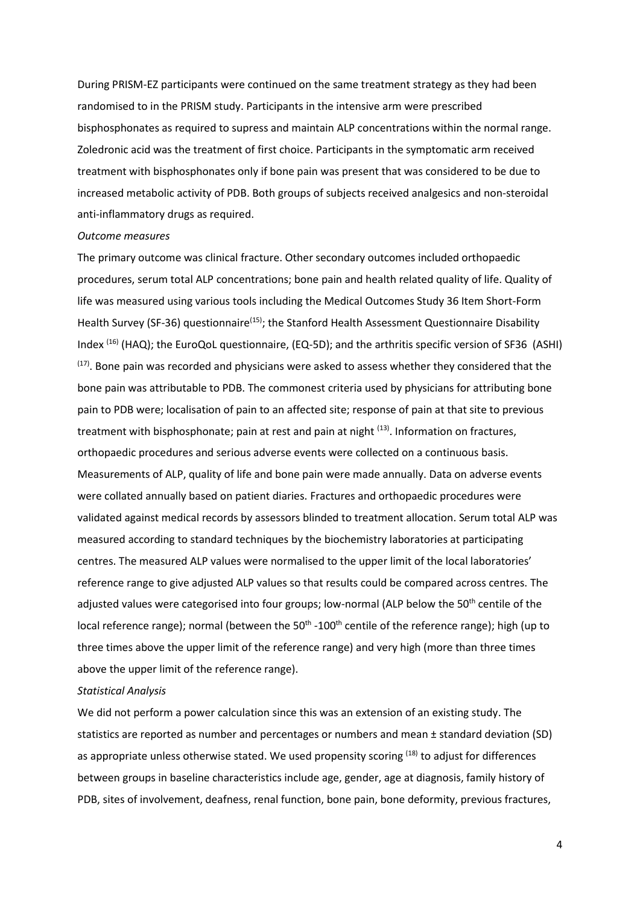During PRISM-EZ participants were continued on the same treatment strategy as they had been randomised to in the PRISM study. Participants in the intensive arm were prescribed bisphosphonates as required to supress and maintain ALP concentrations within the normal range. Zoledronic acid was the treatment of first choice. Participants in the symptomatic arm received treatment with bisphosphonates only if bone pain was present that was considered to be due to increased metabolic activity of PDB. Both groups of subjects received analgesics and non-steroidal anti-inflammatory drugs as required.

*Outcome measures*

The primary outcome was clinical fracture. Other secondary outcomes included orthopaedic procedures, serum total ALP concentrations; bone pain and health related quality of life. Quality of life was measured using various tools including the Medical Outcomes Study 36 Item Short-Form Health Survey (SF-36) questionnaire[15]; the Stanford Health Assessment Questionnaire Disability Index [16] (HAQ); the EuroQoL questionnaire, (EQ-5D); and the arthritis specific version of SF36 (ASHI) [17]. Bone pain was recorded and physicians were asked to assess whether they considered that the bone pain was attributable to PDB. The commonest criteria used by physicians for attributing bone pain to PDB were; localisation of pain to an affected site; response of pain at that site to previous treatment with bisphosphonate; pain at rest and pain at night [13]. Information on fractures, orthopaedic procedures and serious adverse events were collected on a continuous basis. Measurements of ALP, quality of life and bone pain were made annually. Data on adverse events were collated annually based on patient diaries. Fractures and orthopaedic procedures were validated against medical records by assessors blinded to treatment allocation. Serum total ALP was measured according to standard techniques by the biochemistry laboratories at participating centres. The measured ALP values were normalised to the upper limit of the local laboratories' reference range to give adjusted ALP values so that results could be compared across centres. The adjusted values were categorised into four groups; low-normal (ALP below the 50$^{th}$ centile of the local reference range); normal (between the 50$^{th}$ -100$^{th}$ centile of the reference range); high (up to three times above the upper limit of the reference range) and very high (more than three times above the upper limit of the reference range).

*Statistical Analysis*

We did not perform a power calculation since this was an extension of an existing study. The statistics are reported as number and percentages or numbers and mean ± standard deviation (SD) as appropriate unless otherwise stated. We used propensity scoring [18] to adjust for differences between groups in baseline characteristics include age, gender, age at diagnosis, family history of PDB, sites of involvement, deafness, renal function, bone pain, bone deformity, previous fractures,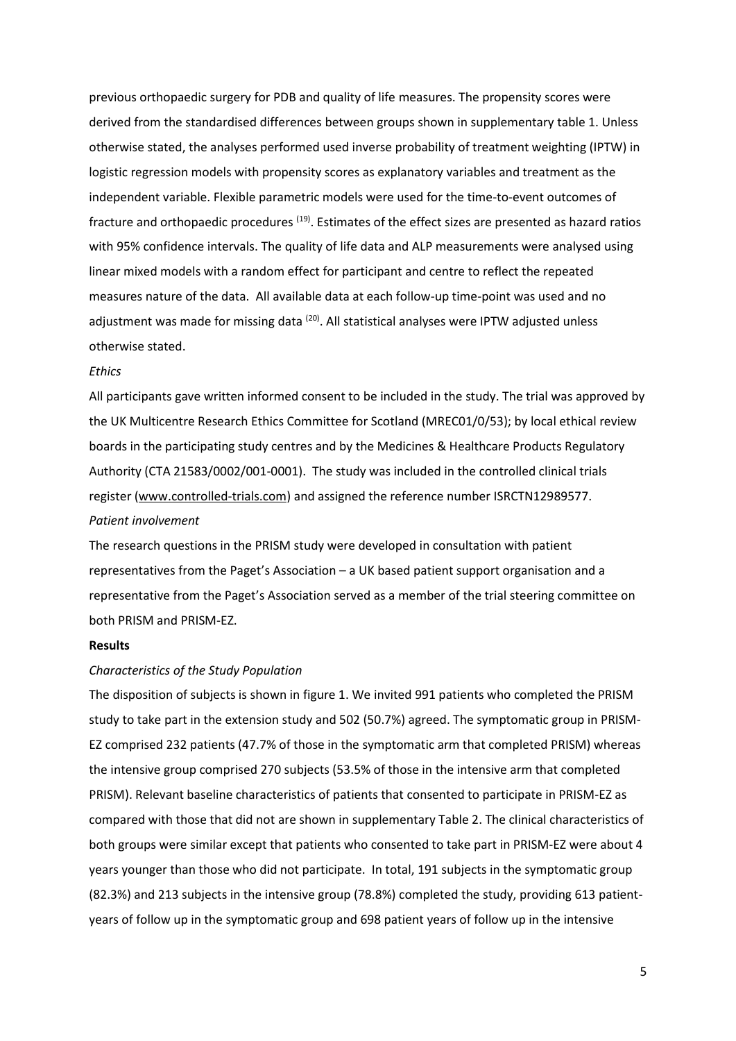previous orthopaedic surgery for PDB and quality of life measures. The propensity scores were derived from the standardised differences between groups shown in supplementary table 1. Unless otherwise stated, the analyses performed used inverse probability of treatment weighting (IPTW) in logistic regression models with propensity scores as explanatory variables and treatment as the independent variable. Flexible parametric models were used for the time-to-event outcomes of fracture and orthopaedic procedures [19]. Estimates of the effect sizes are presented as hazard ratios with 95% confidence intervals. The quality of life data and ALP measurements were analysed using linear mixed models with a random effect for participant and centre to reflect the repeated measures nature of the data. All available data at each follow-up time-point was used and no adjustment was made for missing data [20]. All statistical analyses were IPTW adjusted unless otherwise stated.

*Ethics*

All participants gave written informed consent to be included in the study. The trial was approved by the UK Multicentre Research Ethics Committee for Scotland (MREC01/0/53); by local ethical review boards in the participating study centres and by the Medicines & Healthcare Products Regulatory Authority (CTA 21583/0002/001-0001). The study was included in the controlled clinical trials register (www.controlled-trials.com) and assigned the reference number ISRCTN12989577.

*Patient involvement*

The research questions in the PRISM study were developed in consultation with patient representatives from the Paget's Association – a UK based patient support organisation and a representative from the Paget's Association served as a member of the trial steering committee on both PRISM and PRISM-EZ.

**Results**

*Characteristics of the Study Population*

The disposition of subjects is shown in figure 1. We invited 991 patients who completed the PRISM study to take part in the extension study and 502 (50.7%) agreed. The symptomatic group in PRISM-EZ comprised 232 patients (47.7% of those in the symptomatic arm that completed PRISM) whereas the intensive group comprised 270 subjects (53.5% of those in the intensive arm that completed PRISM). Relevant baseline characteristics of patients that consented to participate in PRISM-EZ as compared with those that did not are shown in supplementary Table 2. The clinical characteristics of both groups were similar except that patients who consented to take part in PRISM-EZ were about 4 years younger than those who did not participate. In total, 191 subjects in the symptomatic group (82.3%) and 213 subjects in the intensive group (78.8%) completed the study, providing 613 patient-years of follow up in the symptomatic group and 698 patient years of follow up in the intensive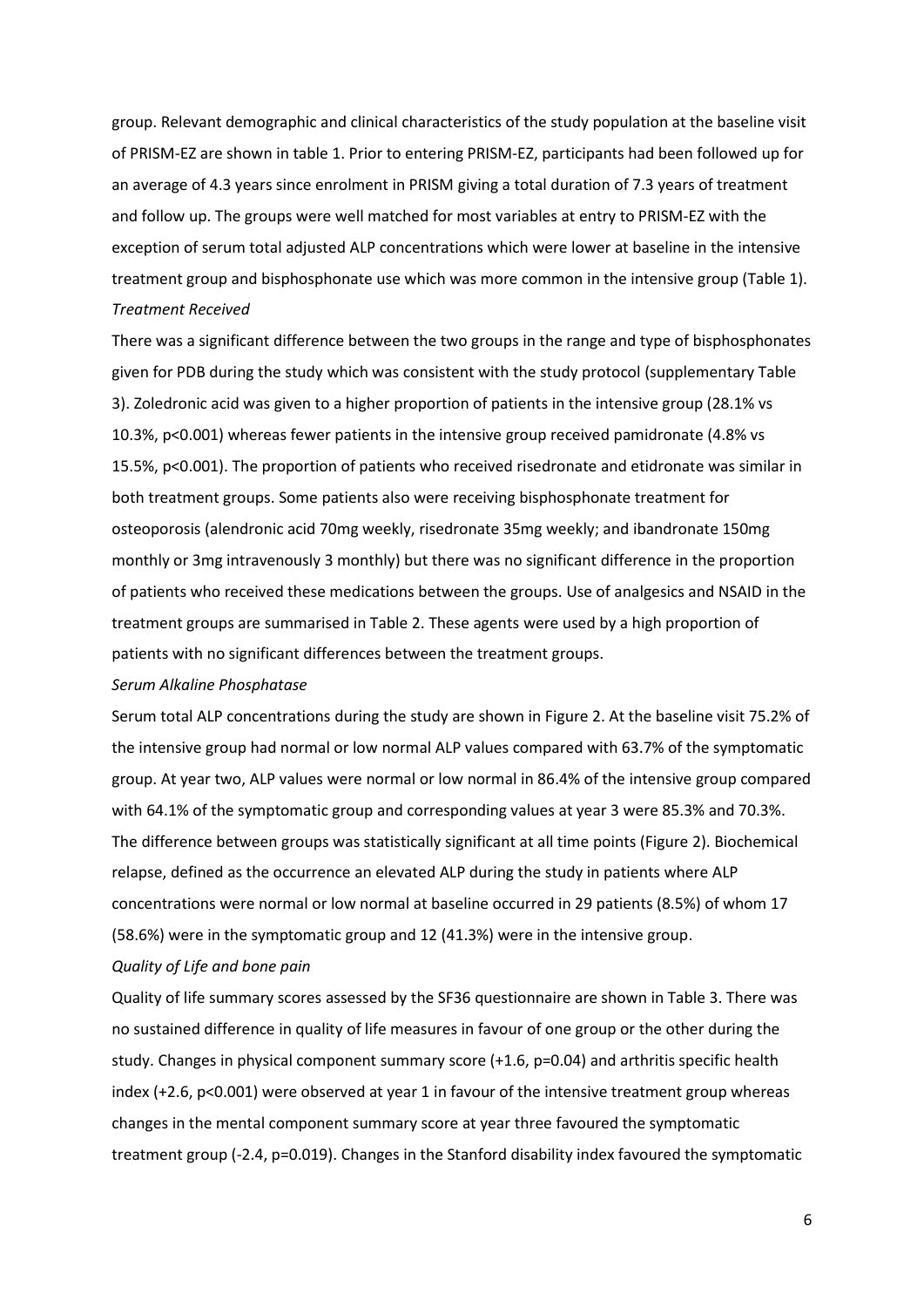group. Relevant demographic and clinical characteristics of the study population at the baseline visit of PRISM-EZ are shown in table 1. Prior to entering PRISM-EZ, participants had been followed up for an average of 4.3 years since enrolment in PRISM giving a total duration of 7.3 years of treatment and follow up. The groups were well matched for most variables at entry to PRISM-EZ with the exception of serum total adjusted ALP concentrations which were lower at baseline in the intensive treatment group and bisphosphonate use which was more common in the intensive group (Table 1).

*Treatment Received*

There was a significant difference between the two groups in the range and type of bisphosphonates given for PDB during the study which was consistent with the study protocol (supplementary Table 3). Zoledronic acid was given to a higher proportion of patients in the intensive group (28.1% vs 10.3%, p<0.001) whereas fewer patients in the intensive group received pamidronate (4.8% vs 15.5%, p<0.001). The proportion of patients who received risedronate and etidronate was similar in both treatment groups. Some patients also were receiving bisphosphonate treatment for osteoporosis (alendronic acid 70mg weekly, risedronate 35mg weekly; and ibandronate 150mg monthly or 3mg intravenously 3 monthly) but there was no significant difference in the proportion of patients who received these medications between the groups. Use of analgesics and NSAID in the treatment groups are summarised in Table 2. These agents were used by a high proportion of patients with no significant differences between the treatment groups.

*Serum Alkaline Phosphatase*

Serum total ALP concentrations during the study are shown in Figure 2. At the baseline visit 75.2% of the intensive group had normal or low normal ALP values compared with 63.7% of the symptomatic group. At year two, ALP values were normal or low normal in 86.4% of the intensive group compared with 64.1% of the symptomatic group and corresponding values at year 3 were 85.3% and 70.3%. The difference between groups was statistically significant at all time points (Figure 2). Biochemical relapse, defined as the occurrence an elevated ALP during the study in patients where ALP concentrations were normal or low normal at baseline occurred in 29 patients (8.5%) of whom 17 (58.6%) were in the symptomatic group and 12 (41.3%) were in the intensive group.

*Quality of Life and bone pain*

Quality of life summary scores assessed by the SF36 questionnaire are shown in Table 3. There was no sustained difference in quality of life measures in favour of one group or the other during the study. Changes in physical component summary score (+1.6, p=0.04) and arthritis specific health index (+2.6, p<0.001) were observed at year 1 in favour of the intensive treatment group whereas changes in the mental component summary score at year three favoured the symptomatic treatment group (-2.4, p=0.019). Changes in the Stanford disability index favoured the symptomatic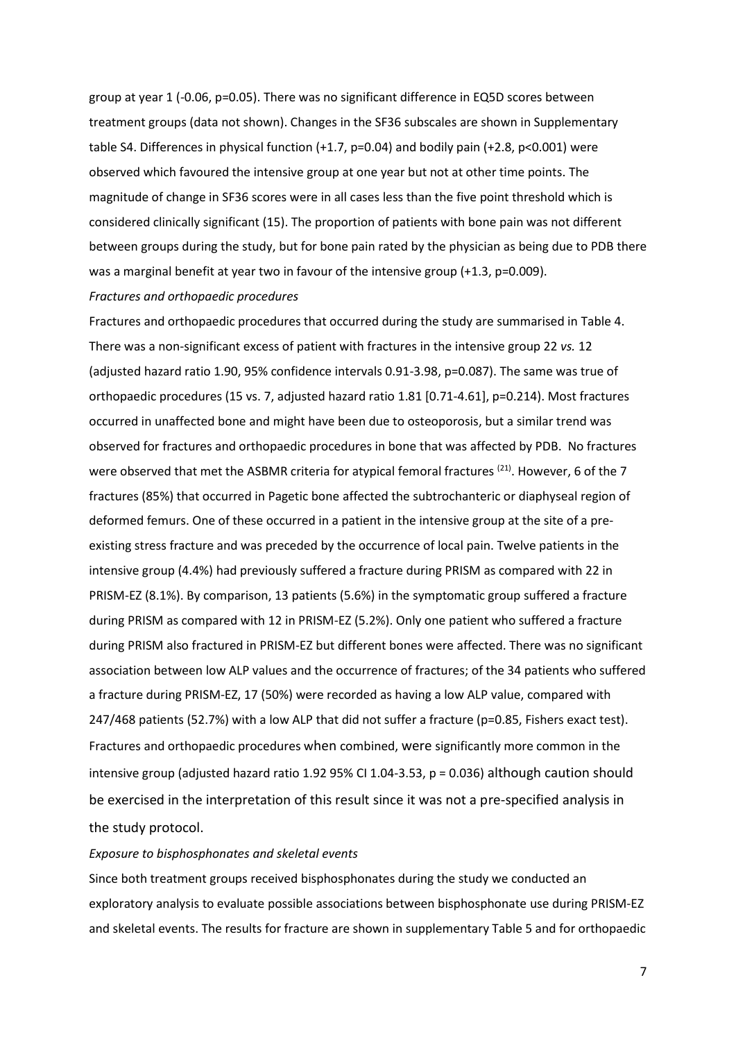group at year 1 (-0.06, p=0.05). There was no significant difference in EQ5D scores between treatment groups (data not shown). Changes in the SF36 subscales are shown in Supplementary table S4. Differences in physical function (+1.7, p=0.04) and bodily pain (+2.8, p<0.001) were observed which favoured the intensive group at one year but not at other time points. The magnitude of change in SF36 scores were in all cases less than the five point threshold which is considered clinically significant (15). The proportion of patients with bone pain was not different between groups during the study, but for bone pain rated by the physician as being due to PDB there was a marginal benefit at year two in favour of the intensive group (+1.3, p=0.009).

*Fractures and orthopaedic procedures*

Fractures and orthopaedic procedures that occurred during the study are summarised in Table 4. There was a non-significant excess of patient with fractures in the intensive group 22 *vs.* 12 (adjusted hazard ratio 1.90, 95% confidence intervals 0.91-3.98, p=0.087). The same was true of orthopaedic procedures (15 vs. 7, adjusted hazard ratio 1.81 [0.71-4.61], p=0.214). Most fractures occurred in unaffected bone and might have been due to osteoporosis, but a similar trend was observed for fractures and orthopaedic procedures in bone that was affected by PDB. No fractures were observed that met the ASBMR criteria for atypical femoral fractures [21]. However, 6 of the 7 fractures (85%) that occurred in Pagetic bone affected the subtrochanteric or diaphyseal region of deformed femurs. One of these occurred in a patient in the intensive group at the site of a pre-existing stress fracture and was preceded by the occurrence of local pain. Twelve patients in the intensive group (4.4%) had previously suffered a fracture during PRISM as compared with 22 in PRISM-EZ (8.1%). By comparison, 13 patients (5.6%) in the symptomatic group suffered a fracture during PRISM as compared with 12 in PRISM-EZ (5.2%). Only one patient who suffered a fracture during PRISM also fractured in PRISM-EZ but different bones were affected. There was no significant association between low ALP values and the occurrence of fractures; of the 34 patients who suffered a fracture during PRISM-EZ, 17 (50%) were recorded as having a low ALP value, compared with 247/468 patients (52.7%) with a low ALP that did not suffer a fracture (p=0.85, Fishers exact test). Fractures and orthopaedic procedures when combined, were significantly more common in the intensive group (adjusted hazard ratio 1.92 95% CI 1.04-3.53, p = 0.036) although caution should be exercised in the interpretation of this result since it was not a pre-specified analysis in the study protocol.

*Exposure to bisphosphonates and skeletal events*

Since both treatment groups received bisphosphonates during the study we conducted an exploratory analysis to evaluate possible associations between bisphosphonate use during PRISM-EZ and skeletal events. The results for fracture are shown in supplementary Table 5 and for orthopaedic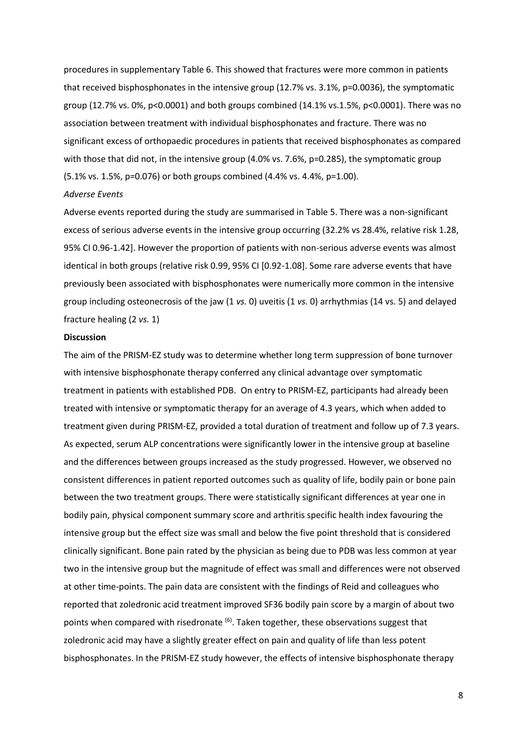procedures in supplementary Table 6. This showed that fractures were more common in patients that received bisphosphonates in the intensive group (12.7% vs. 3.1%, p=0.0036), the symptomatic group (12.7% vs. 0%, p<0.0001) and both groups combined (14.1% vs.1.5%, p<0.0001). There was no association between treatment with individual bisphosphonates and fracture. There was no significant excess of orthopaedic procedures in patients that received bisphosphonates as compared with those that did not, in the intensive group (4.0% vs. 7.6%, p=0.285), the symptomatic group (5.1% vs. 1.5%, p=0.076) or both groups combined (4.4% vs. 4.4%, p=1.00).

*Adverse Events*

Adverse events reported during the study are summarised in Table 5. There was a non-significant excess of serious adverse events in the intensive group occurring (32.2% vs 28.4%, relative risk 1.28, 95% CI 0.96-1.42]. However the proportion of patients with non-serious adverse events was almost identical in both groups (relative risk 0.99, 95% CI [0.92-1.08]. Some rare adverse events that have previously been associated with bisphosphonates were numerically more common in the intensive group including osteonecrosis of the jaw (1 *vs.* 0) uveitis (1 *vs.* 0) arrhythmias (14 vs. 5) and delayed fracture healing (2 *vs.* 1)

**Discussion**

The aim of the PRISM-EZ study was to determine whether long term suppression of bone turnover with intensive bisphosphonate therapy conferred any clinical advantage over symptomatic treatment in patients with established PDB. On entry to PRISM-EZ, participants had already been treated with intensive or symptomatic therapy for an average of 4.3 years, which when added to treatment given during PRISM-EZ, provided a total duration of treatment and follow up of 7.3 years. As expected, serum ALP concentrations were significantly lower in the intensive group at baseline and the differences between groups increased as the study progressed. However, we observed no consistent differences in patient reported outcomes such as quality of life, bodily pain or bone pain between the two treatment groups. There were statistically significant differences at year one in bodily pain, physical component summary score and arthritis specific health index favouring the intensive group but the effect size was small and below the five point threshold that is considered clinically significant. Bone pain rated by the physician as being due to PDB was less common at year two in the intensive group but the magnitude of effect was small and differences were not observed at other time-points. The pain data are consistent with the findings of Reid and colleagues who reported that zoledronic acid treatment improved SF36 bodily pain score by a margin of about two points when compared with risedronate [6]. Taken together, these observations suggest that zoledronic acid may have a slightly greater effect on pain and quality of life than less potent bisphosphonates. In the PRISM-EZ study however, the effects of intensive bisphosphonate therapy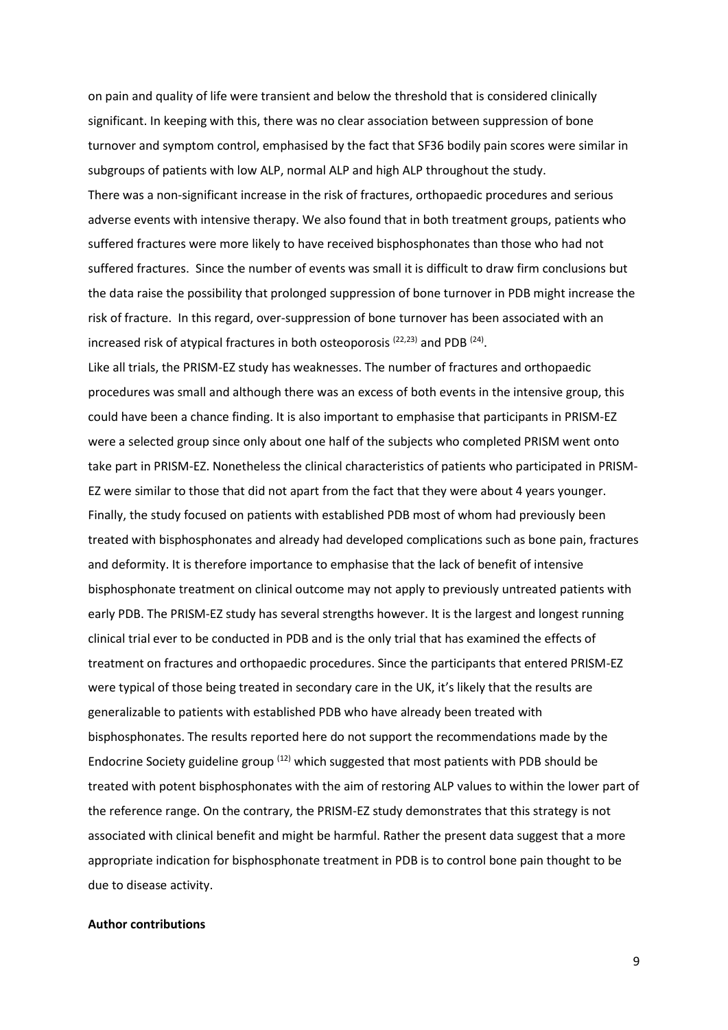on pain and quality of life were transient and below the threshold that is considered clinically significant. In keeping with this, there was no clear association between suppression of bone turnover and symptom control, emphasised by the fact that SF36 bodily pain scores were similar in subgroups of patients with low ALP, normal ALP and high ALP throughout the study.

There was a non-significant increase in the risk of fractures, orthopaedic procedures and serious adverse events with intensive therapy. We also found that in both treatment groups, patients who suffered fractures were more likely to have received bisphosphonates than those who had not suffered fractures. Since the number of events was small it is difficult to draw firm conclusions but the data raise the possibility that prolonged suppression of bone turnover in PDB might increase the risk of fracture. In this regard, over-suppression of bone turnover has been associated with an increased risk of atypical fractures in both osteoporosis [22,23] and PDB [24].

Like all trials, the PRISM-EZ study has weaknesses. The number of fractures and orthopaedic procedures was small and although there was an excess of both events in the intensive group, this could have been a chance finding. It is also important to emphasise that participants in PRISM-EZ were a selected group since only about one half of the subjects who completed PRISM went onto take part in PRISM-EZ. Nonetheless the clinical characteristics of patients who participated in PRISM-EZ were similar to those that did not apart from the fact that they were about 4 years younger. Finally, the study focused on patients with established PDB most of whom had previously been treated with bisphosphonates and already had developed complications such as bone pain, fractures and deformity. It is therefore importance to emphasise that the lack of benefit of intensive bisphosphonate treatment on clinical outcome may not apply to previously untreated patients with early PDB. The PRISM-EZ study has several strengths however. It is the largest and longest running clinical trial ever to be conducted in PDB and is the only trial that has examined the effects of treatment on fractures and orthopaedic procedures. Since the participants that entered PRISM-EZ were typical of those being treated in secondary care in the UK, it's likely that the results are generalizable to patients with established PDB who have already been treated with bisphosphonates. The results reported here do not support the recommendations made by the Endocrine Society guideline group [12] which suggested that most patients with PDB should be treated with potent bisphosphonates with the aim of restoring ALP values to within the lower part of the reference range. On the contrary, the PRISM-EZ study demonstrates that this strategy is not associated with clinical benefit and might be harmful. Rather the present data suggest that a more appropriate indication for bisphosphonate treatment in PDB is to control bone pain thought to be due to disease activity.

**Author contributions**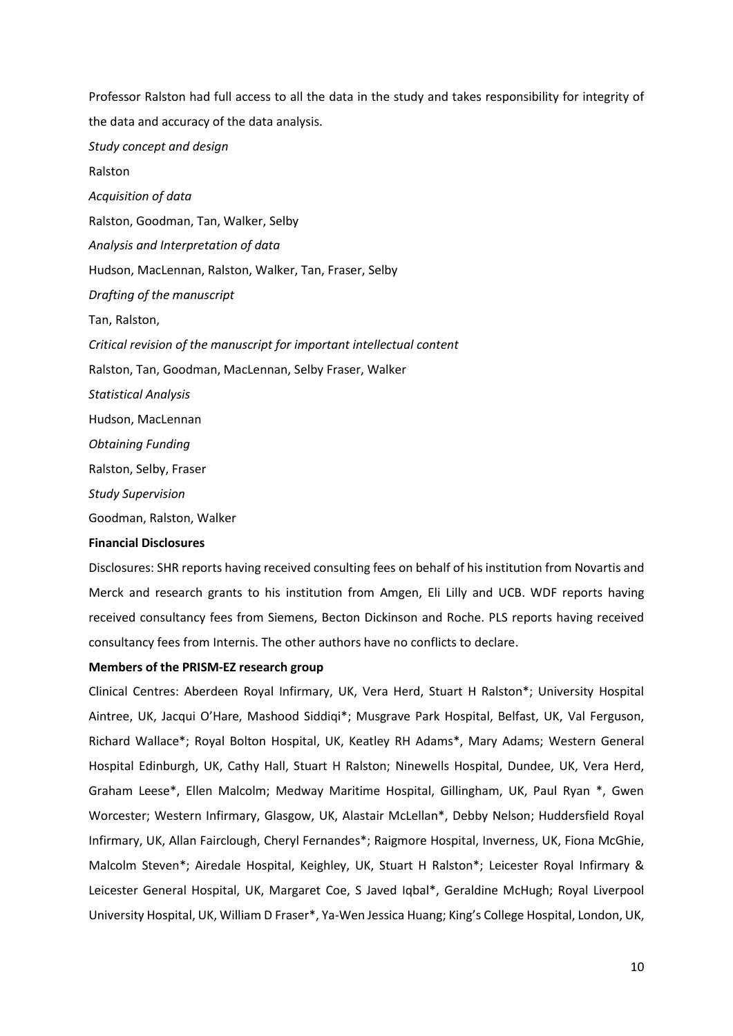Professor Ralston had full access to all the data in the study and takes responsibility for integrity of the data and accuracy of the data analysis.

*Study concept and design*

Ralston

*Acquisition of data*

Ralston, Goodman, Tan, Walker, Selby

*Analysis and Interpretation of data*

Hudson, MacLennan, Ralston, Walker, Tan, Fraser, Selby

*Drafting of the manuscript*

Tan, Ralston,

*Critical revision of the manuscript for important intellectual content*

Ralston, Tan, Goodman, MacLennan, Selby Fraser, Walker

*Statistical Analysis*

Hudson, MacLennan

*Obtaining Funding*

Ralston, Selby, Fraser

*Study Supervision*

Goodman, Ralston, Walker

**Financial Disclosures**

Disclosures: SHR reports having received consulting fees on behalf of his institution from Novartis and Merck and research grants to his institution from Amgen, Eli Lilly and UCB. WDF reports having received consultancy fees from Siemens, Becton Dickinson and Roche. PLS reports having received consultancy fees from Internis. The other authors have no conflicts to declare.

**Members of the PRISM-EZ research group**

Clinical Centres: Aberdeen Royal Infirmary, UK, Vera Herd, Stuart H Ralston*; University Hospital Aintree, UK, Jacqui O'Hare, Mashood Siddiqi*; Musgrave Park Hospital, Belfast, UK, Val Ferguson, Richard Wallace*; Royal Bolton Hospital, UK, Keatley RH Adams*, Mary Adams; Western General Hospital Edinburgh, UK, Cathy Hall, Stuart H Ralston; Ninewells Hospital, Dundee, UK, Vera Herd, Graham Leese*, Ellen Malcolm; Medway Maritime Hospital, Gillingham, UK, Paul Ryan *, Gwen Worcester; Western Infirmary, Glasgow, UK, Alastair McLellan*, Debby Nelson; Huddersfield Royal Infirmary, UK, Allan Fairclough, Cheryl Fernandes*; Raigmore Hospital, Inverness, UK, Fiona McGhie, Malcolm Steven*; Airedale Hospital, Keighley, UK, Stuart H Ralston*; Leicester Royal Infirmary & Leicester General Hospital, UK, Margaret Coe, S Javed Iqbal*, Geraldine McHugh; Royal Liverpool University Hospital, UK, William D Fraser*, Ya-Wen Jessica Huang; King's College Hospital, London, UK,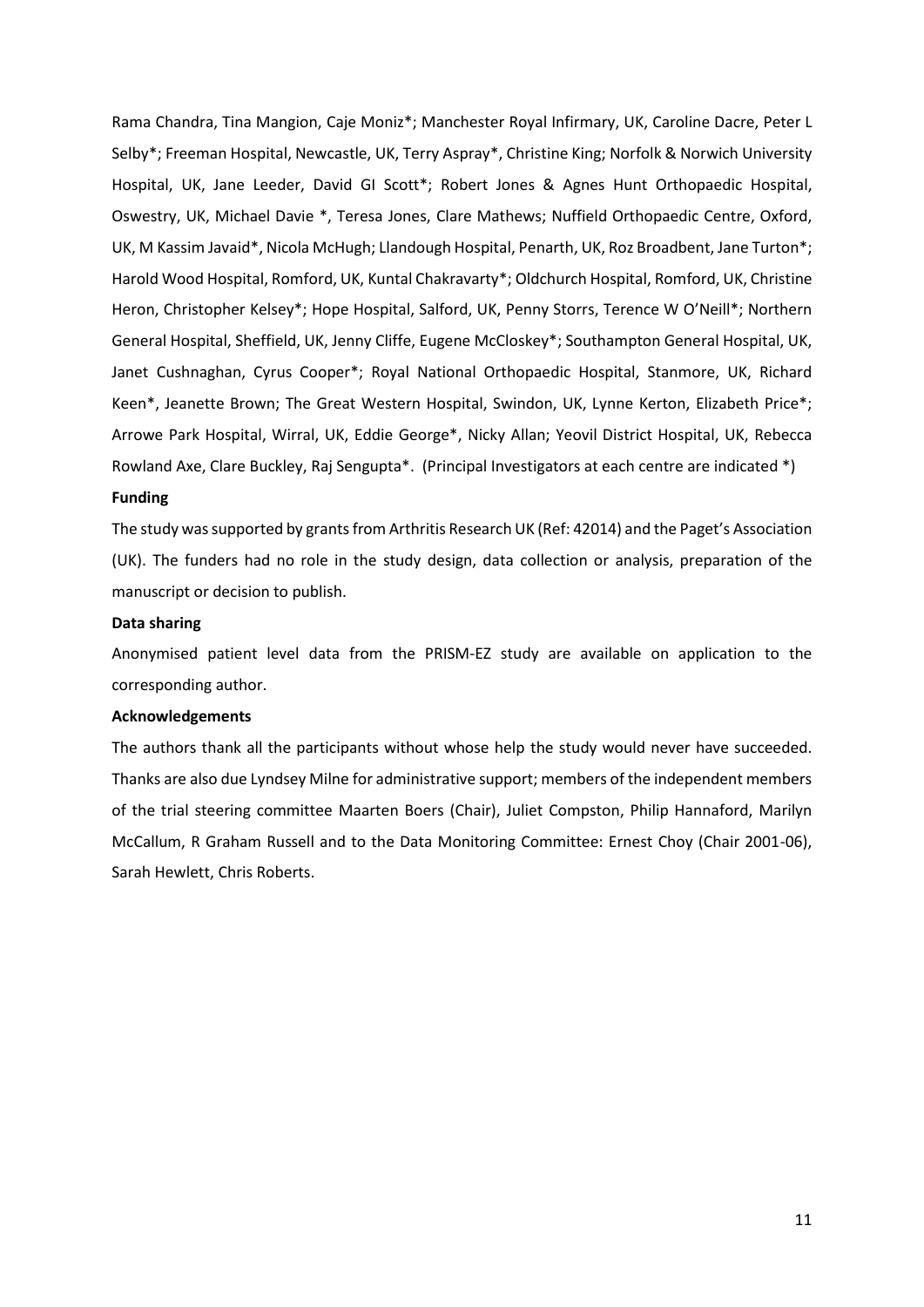Rama Chandra, Tina Mangion, Caje Moniz*; Manchester Royal Infirmary, UK, Caroline Dacre, Peter L Selby*; Freeman Hospital, Newcastle, UK, Terry Aspray*, Christine King; Norfolk & Norwich University Hospital, UK, Jane Leeder, David GI Scott*; Robert Jones & Agnes Hunt Orthopaedic Hospital, Oswestry, UK, Michael Davie *, Teresa Jones, Clare Mathews; Nuffield Orthopaedic Centre, Oxford, UK, M Kassim Javaid*, Nicola McHugh; Llandough Hospital, Penarth, UK, Roz Broadbent, Jane Turton*; Harold Wood Hospital, Romford, UK, Kuntal Chakravarty*; Oldchurch Hospital, Romford, UK, Christine Heron, Christopher Kelsey*; Hope Hospital, Salford, UK, Penny Storrs, Terence W O'Neill*; Northern General Hospital, Sheffield, UK, Jenny Cliffe, Eugene McCloskey*; Southampton General Hospital, UK, Janet Cushnaghan, Cyrus Cooper*; Royal National Orthopaedic Hospital, Stanmore, UK, Richard Keen*, Jeanette Brown; The Great Western Hospital, Swindon, UK, Lynne Kerton, Elizabeth Price*; Arrowe Park Hospital, Wirral, UK, Eddie George*, Nicky Allan; Yeovil District Hospital, UK, Rebecca Rowland Axe, Clare Buckley, Raj Sengupta*. (Principal Investigators at each centre are indicated *)

**Funding**

The study was supported by grants from Arthritis Research UK (Ref: 42014) and the Paget's Association (UK). The funders had no role in the study design, data collection or analysis, preparation of the manuscript or decision to publish.

**Data sharing**

Anonymised patient level data from the PRISM-EZ study are available on application to the corresponding author.

**Acknowledgements**

The authors thank all the participants without whose help the study would never have succeeded. Thanks are also due Lyndsey Milne for administrative support; members of the independent members of the trial steering committee Maarten Boers (Chair), Juliet Compston, Philip Hannaford, Marilyn McCallum, R Graham Russell and to the Data Monitoring Committee: Ernest Choy (Chair 2001-06), Sarah Hewlett, Chris Roberts.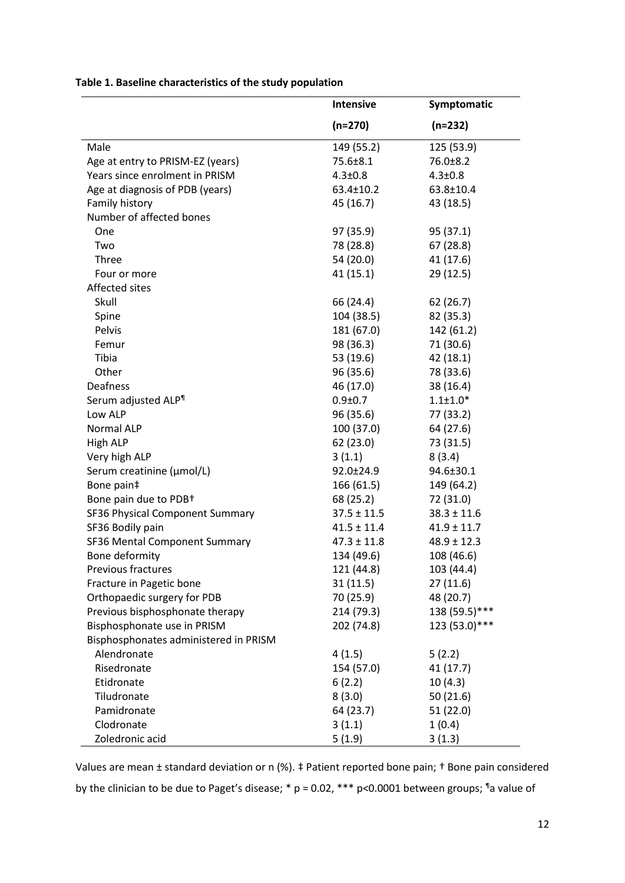**Table 1. Baseline characteristics of the study population**

| | Intensive (n=270) | Symptomatic (n=232) |
|---|---|---|
| Male | 149 (55.2) | 125 (53.9) |
| Age at entry to PRISM-EZ (years) | 75.6±8.1 | 76.0±8.2 |
| Years since enrolment in PRISM | 4.3±0.8 | 4.3±0.8 |
| Age at diagnosis of PDB (years) | 63.4±10.2 | 63.8±10.4 |
| Family history | 45 (16.7) | 43 (18.5) |
| Number of affected bones | | |
| One | 97 (35.9) | 95 (37.1) |
| Two | 78 (28.8) | 67 (28.8) |
| Three | 54 (20.0) | 41 (17.6) |
| Four or more | 41 (15.1) | 29 (12.5) |
| Affected sites | | |
| Skull | 66 (24.4) | 62 (26.7) |
| Spine | 104 (38.5) | 82 (35.3) |
| Pelvis | 181 (67.0) | 142 (61.2) |
| Femur | 98 (36.3) | 71 (30.6) |
| Tibia | 53 (19.6) | 42 (18.1) |
| Other | 96 (35.6) | 78 (33.6) |
| Deafness | 46 (17.0) | 38 (16.4) |
| Serum adjusted ALP¶ | 0.9±0.7 | 1.1±1.0* |
| Low ALP | 96 (35.6) | 77 (33.2) |
| Normal ALP | 100 (37.0) | 64 (27.6) |
| High ALP | 62 (23.0) | 73 (31.5) |
| Very high ALP | 3 (1.1) | 8 (3.4) |
| Serum creatinine (μmol/L) | 92.0±24.9 | 94.6±30.1 |
| Bone pain‡ | 166 (61.5) | 149 (64.2) |
| Bone pain due to PDB† | 68 (25.2) | 72 (31.0) |
| SF36 Physical Component Summary | 37.5 ± 11.5 | 38.3 ± 11.6 |
| SF36 Bodily pain | 41.5 ± 11.4 | 41.9 ± 11.7 |
| SF36 Mental Component Summary | 47.3 ± 11.8 | 48.9 ± 12.3 |
| Bone deformity | 134 (49.6) | 108 (46.6) |
| Previous fractures | 121 (44.8) | 103 (44.4) |
| Fracture in Pagetic bone | 31 (11.5) | 27 (11.6) |
| Orthopaedic surgery for PDB | 70 (25.9) | 48 (20.7) |
| Previous bisphosphonate therapy | 214 (79.3) | 138 (59.5)*** |
| Bisphosphonate use in PRISM | 202 (74.8) | 123 (53.0)*** |
| Bisphosphonates administered in PRISM | | |
| Alendronate | 4 (1.5) | 5 (2.2) |
| Risedronate | 154 (57.0) | 41 (17.7) |
| Etidronate | 6 (2.2) | 10 (4.3) |
| Tiludronate | 8 (3.0) | 50 (21.6) |
| Pamidronate | 64 (23.7) | 51 (22.0) |
| Clodronate | 3 (1.1) | 1 (0.4) |
| Zoledronic acid | 5 (1.9) | 3 (1.3) |

Values are mean ± standard deviation or n (%). ‡ Patient reported bone pain; † Bone pain considered by the clinician to be due to Paget's disease; * p = 0.02, *** p<0.0001 between groups; ¶a value of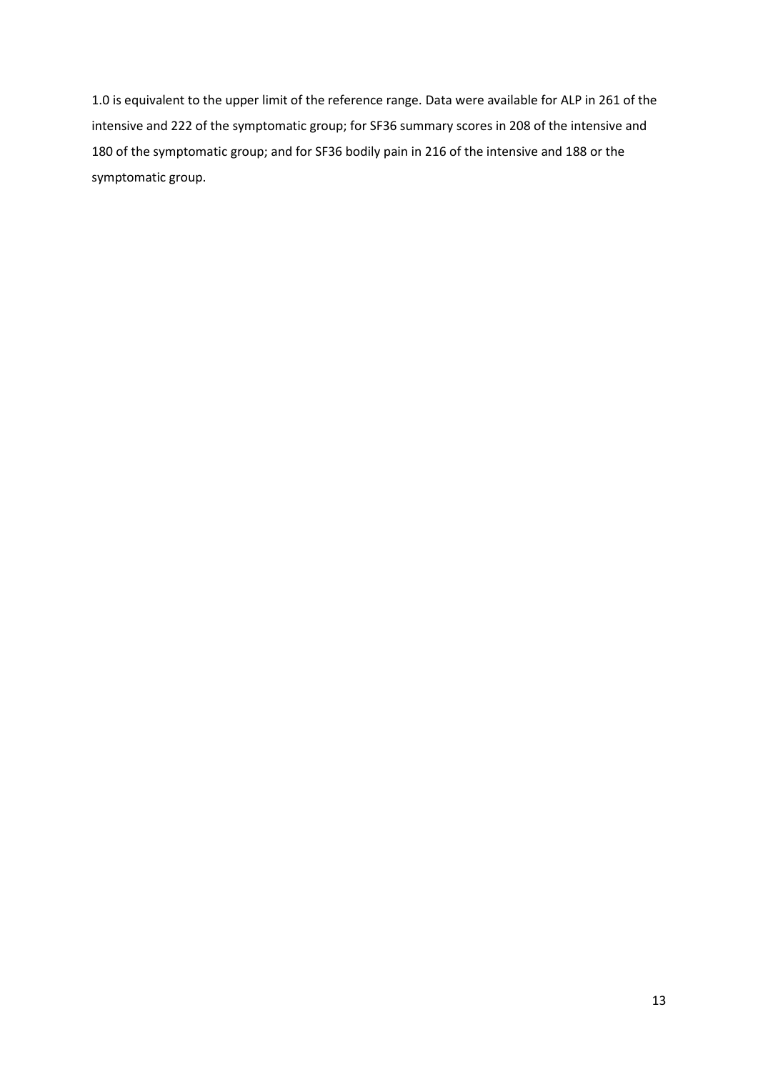1.0 is equivalent to the upper limit of the reference range. Data were available for ALP in 261 of the intensive and 222 of the symptomatic group; for SF36 summary scores in 208 of the intensive and 180 of the symptomatic group; and for SF36 bodily pain in 216 of the intensive and 188 or the symptomatic group.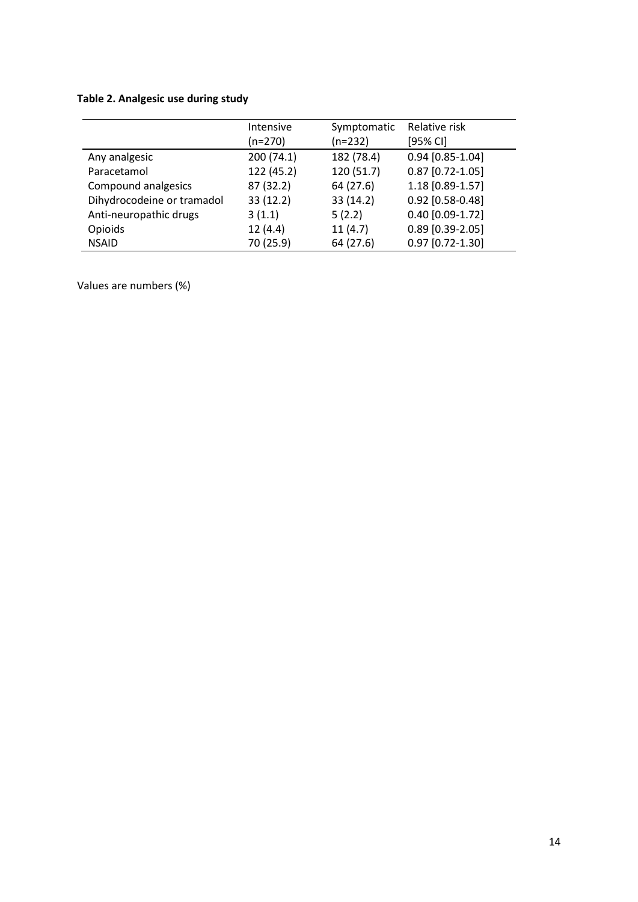**Table 2. Analgesic use during study**

| | Intensive (n=270) | Symptomatic (n=232) | Relative risk [95% CI] |
|---|---|---|---|
| Any analgesic | 200 (74.1) | 182 (78.4) | 0.94 [0.85-1.04] |
| Paracetamol | 122 (45.2) | 120 (51.7) | 0.87 [0.72-1.05] |
| Compound analgesics | 87 (32.2) | 64 (27.6) | 1.18 [0.89-1.57] |
| Dihydrocodeine or tramadol | 33 (12.2) | 33 (14.2) | 0.92 [0.58-0.48] |
| Anti-neuropathic drugs | 3 (1.1) | 5 (2.2) | 0.40 [0.09-1.72] |
| Opioids | 12 (4.4) | 11 (4.7) | 0.89 [0.39-2.05] |
| NSAID | 70 (25.9) | 64 (27.6) | 0.97 [0.72-1.30] |

Values are numbers (%)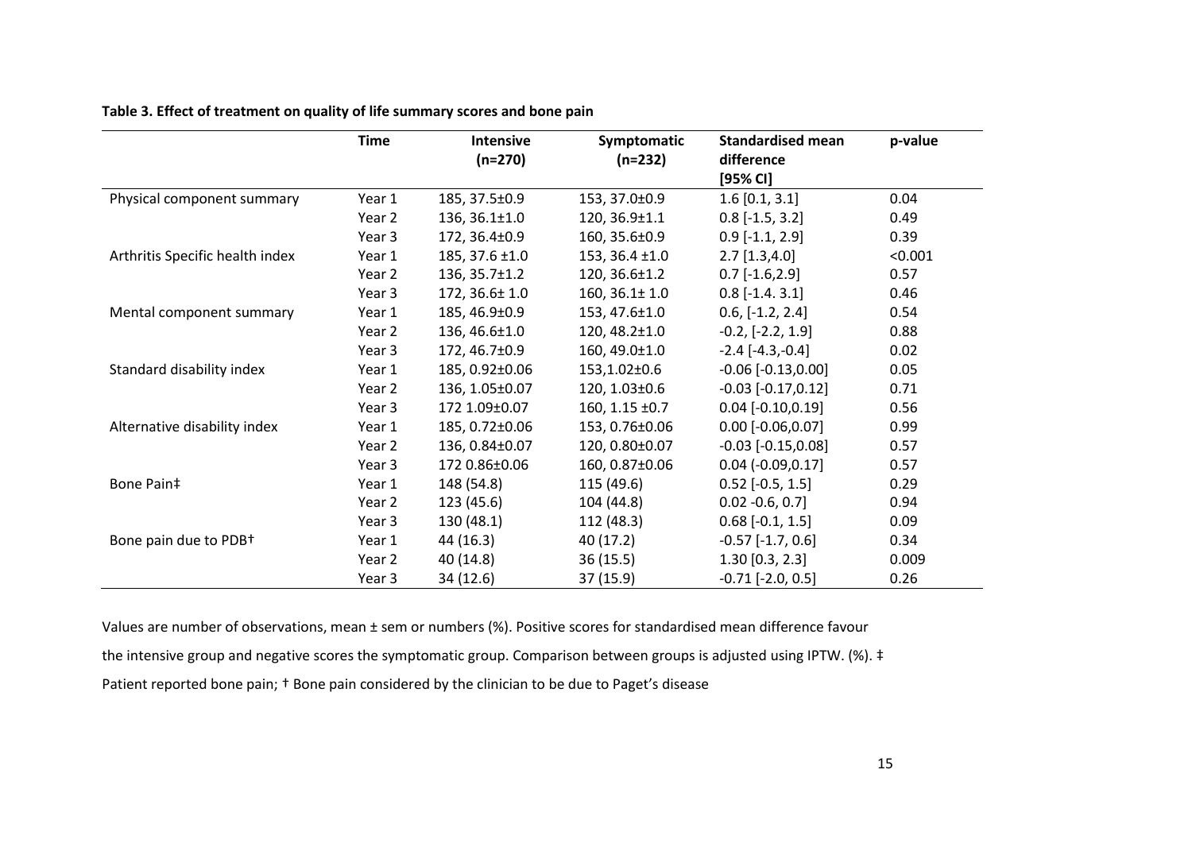**Table 3. Effect of treatment on quality of life summary scores and bone pain**

| | Time | Intensive (n=270) | Symptomatic (n=232) | Standardised mean difference [95% CI] | p-value |
|---|---|---|---|---|---|
| Physical component summary | Year 1 | 185, 37.5±0.9 | 153, 37.0±0.9 | 1.6 [0.1, 3.1] | 0.04 |
| | Year 2 | 136, 36.1±1.0 | 120, 36.9±1.1 | 0.8 [-1.5, 3.2] | 0.49 |
| | Year 3 | 172, 36.4±0.9 | 160, 35.6±0.9 | 0.9 [-1.1, 2.9] | 0.39 |
| Arthritis Specific health index | Year 1 | 185, 37.6 ±1.0 | 153, 36.4 ±1.0 | 2.7 [1.3,4.0] | <0.001 |
| | Year 2 | 136, 35.7±1.2 | 120, 36.6±1.2 | 0.7 [-1.6,2.9] | 0.57 |
| | Year 3 | 172, 36.6± 1.0 | 160, 36.1± 1.0 | 0.8 [-1.4. 3.1] | 0.46 |
| Mental component summary | Year 1 | 185, 46.9±0.9 | 153, 47.6±1.0 | 0.6, [-1.2, 2.4] | 0.54 |
| | Year 2 | 136, 46.6±1.0 | 120, 48.2±1.0 | -0.2, [-2.2, 1.9] | 0.88 |
| | Year 3 | 172, 46.7±0.9 | 160, 49.0±1.0 | -2.4 [-4.3,-0.4] | 0.02 |
| Standard disability index | Year 1 | 185, 0.92±0.06 | 153,1.02±0.6 | -0.06 [-0.13,0.00] | 0.05 |
| | Year 2 | 136, 1.05±0.07 | 120, 1.03±0.6 | -0.03 [-0.17,0.12] | 0.71 |
| | Year 3 | 172 1.09±0.07 | 160, 1.15 ±0.7 | 0.04 [-0.10,0.19] | 0.56 |
| Alternative disability index | Year 1 | 185, 0.72±0.06 | 153, 0.76±0.06 | 0.00 [-0.06,0.07] | 0.99 |
| | Year 2 | 136, 0.84±0.07 | 120, 0.80±0.07 | -0.03 [-0.15,0.08] | 0.57 |
| | Year 3 | 172 0.86±0.06 | 160, 0.87±0.06 | 0.04 (-0.09,0.17] | 0.57 |
| Bone Pain‡ | Year 1 | 148 (54.8) | 115 (49.6) | 0.52 [-0.5, 1.5] | 0.29 |
| | Year 2 | 123 (45.6) | 104 (44.8) | 0.02 -0.6, 0.7] | 0.94 |
| | Year 3 | 130 (48.1) | 112 (48.3) | 0.68 [-0.1, 1.5] | 0.09 |
| Bone pain due to PDB† | Year 1 | 44 (16.3) | 40 (17.2) | -0.57 [-1.7, 0.6] | 0.34 |
| | Year 2 | 40 (14.8) | 36 (15.5) | 1.30 [0.3, 2.3] | 0.009 |
| | Year 3 | 34 (12.6) | 37 (15.9) | -0.71 [-2.0, 0.5] | 0.26 |

Values are number of observations, mean ± sem or numbers (%). Positive scores for standardised mean difference favour the intensive group and negative scores the symptomatic group. Comparison between groups is adjusted using IPTW. (%). ‡ Patient reported bone pain; † Bone pain considered by the clinician to be due to Paget's disease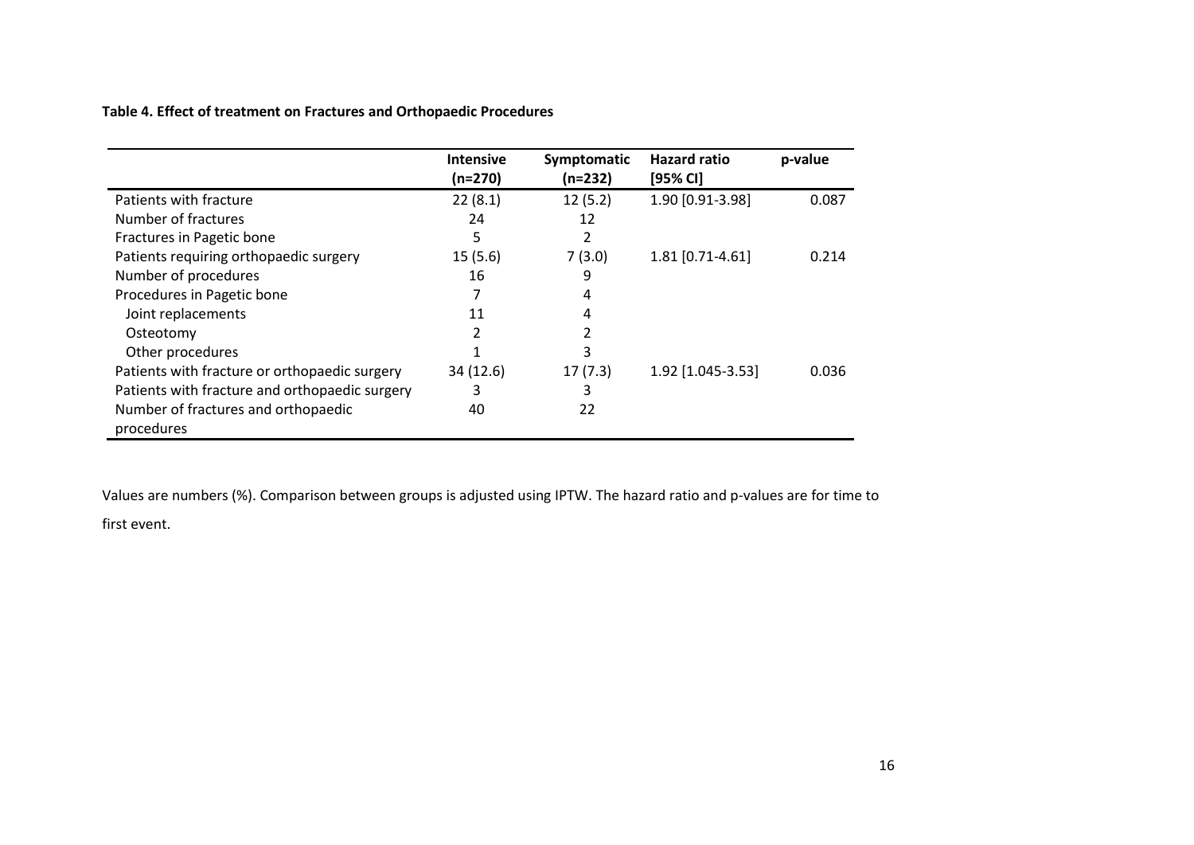**Table 4. Effect of treatment on Fractures and Orthopaedic Procedures**

| | Intensive (n=270) | Symptomatic (n=232) | Hazard ratio [95% CI] | p-value |
|---|---|---|---|---|
| Patients with fracture | 22 (8.1) | 12 (5.2) | 1.90 [0.91-3.98] | 0.087 |
| Number of fractures | 24 | 12 | | |
| Fractures in Pagetic bone | 5 | 2 | | |
| Patients requiring orthopaedic surgery | 15 (5.6) | 7 (3.0) | 1.81 [0.71-4.61] | 0.214 |
| Number of procedures | 16 | 9 | | |
| Procedures in Pagetic bone | 7 | 4 | | |
| Joint replacements | 11 | 4 | | |
| Osteotomy | 2 | 2 | | |
| Other procedures | 1 | 3 | | |
| Patients with fracture or orthopaedic surgery | 34 (12.6) | 17 (7.3) | 1.92 [1.045-3.53] | 0.036 |
| Patients with fracture and orthopaedic surgery | 3 | 3 | | |
| Number of fractures and orthopaedic procedures | 40 | 22 | | |

Values are numbers (%). Comparison between groups is adjusted using IPTW. The hazard ratio and p-values are for time to first event.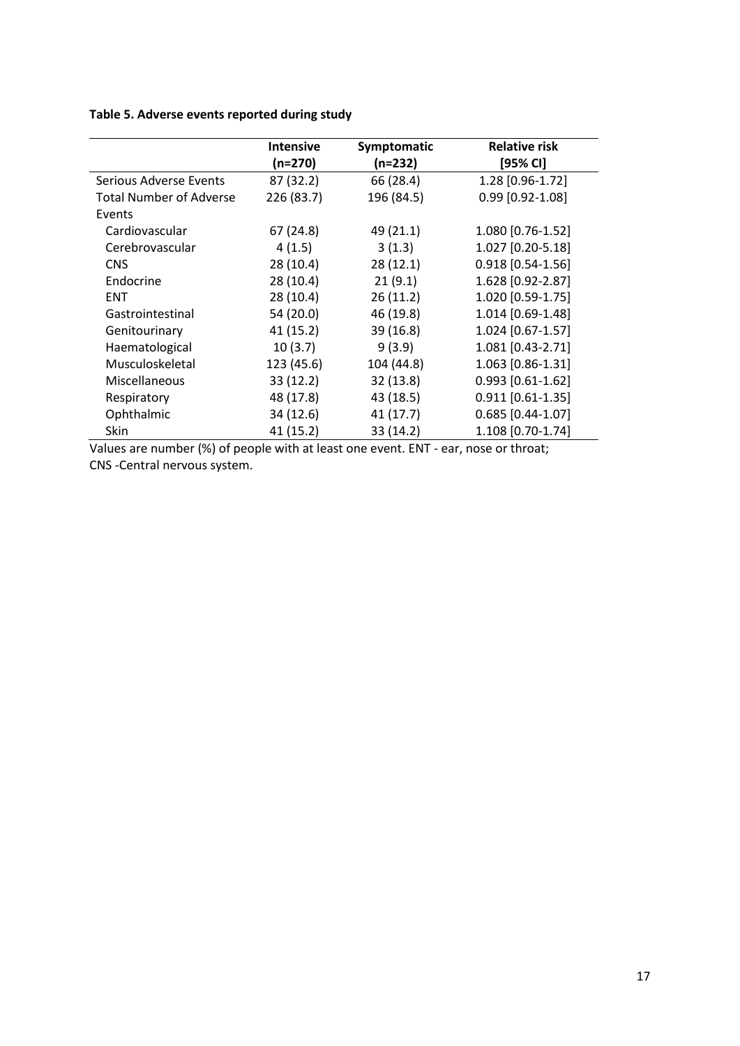**Table 5. Adverse events reported during study**

| | Intensive (n=270) | Symptomatic (n=232) | Relative risk [95% CI] |
|---|---|---|---|
| Serious Adverse Events | 87 (32.2) | 66 (28.4) | 1.28 [0.96-1.72] |
| Total Number of Adverse Events | 226 (83.7) | 196 (84.5) | 0.99 [0.92-1.08] |
| Cardiovascular | 67 (24.8) | 49 (21.1) | 1.080 [0.76-1.52] |
| Cerebrovascular | 4 (1.5) | 3 (1.3) | 1.027 [0.20-5.18] |
| CNS | 28 (10.4) | 28 (12.1) | 0.918 [0.54-1.56] |
| Endocrine | 28 (10.4) | 21 (9.1) | 1.628 [0.92-2.87] |
| ENT | 28 (10.4) | 26 (11.2) | 1.020 [0.59-1.75] |
| Gastrointestinal | 54 (20.0) | 46 (19.8) | 1.014 [0.69-1.48] |
| Genitourinary | 41 (15.2) | 39 (16.8) | 1.024 [0.67-1.57] |
| Haematological | 10 (3.7) | 9 (3.9) | 1.081 [0.43-2.71] |
| Musculoskeletal | 123 (45.6) | 104 (44.8) | 1.063 [0.86-1.31] |
| Miscellaneous | 33 (12.2) | 32 (13.8) | 0.993 [0.61-1.62] |
| Respiratory | 48 (17.8) | 43 (18.5) | 0.911 [0.61-1.35] |
| Ophthalmic | 34 (12.6) | 41 (17.7) | 0.685 [0.44-1.07] |
| Skin | 41 (15.2) | 33 (14.2) | 1.108 [0.70-1.74] |

Values are number (%) of people with at least one event. ENT - ear, nose or throat; CNS -Central nervous system.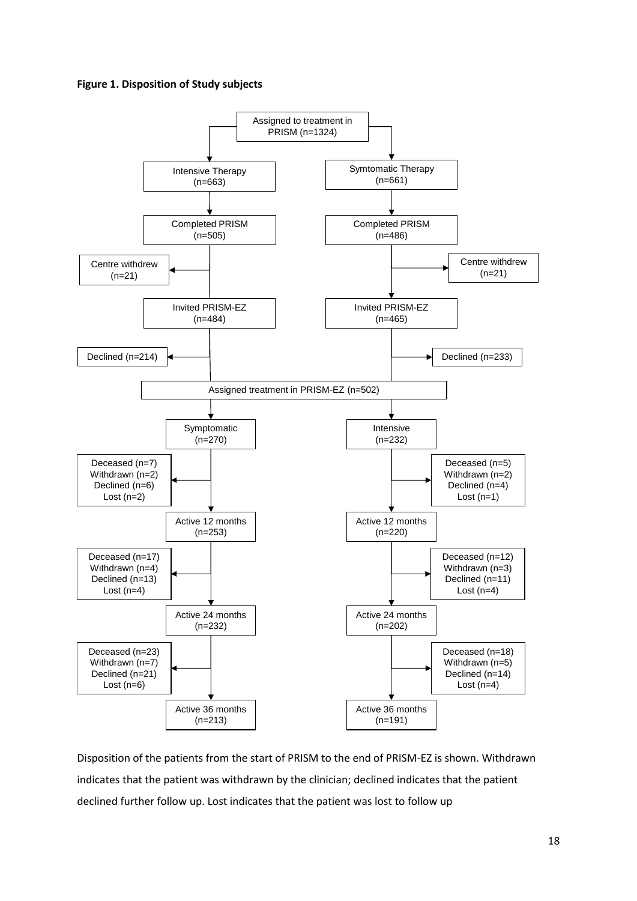**Figure 1. Disposition of Study subjects**

Assigned to treatment in PRISM (n=1324)

| Intensive Therapy arm | Symtomatic Therapy arm |
| --- | --- |
| Intensive Therapy (n=663) | Symtomatic Therapy (n=661) |
| Completed PRISM (n=505) | Completed PRISM (n=486) |
| Centre withdrew (n=21) | Centre withdrew (n=21) |
| Invited PRISM-EZ (n=484) | Invited PRISM-EZ (n=465) |
| Declined (n=214) | Declined (n=233) |

Assigned treatment in PRISM-EZ (n=502)

| Symptomatic arm | Intensive arm |
| --- | --- |
| Symptomatic (n=270) | Intensive (n=232) |
| Deceased (n=7), Withdrawn (n=2), Declined (n=6), Lost (n=2) | Deceased (n=5), Withdrawn (n=2), Declined (n=4), Lost (n=1) |
| Active 12 months (n=253) | Active 12 months (n=220) |
| Deceased (n=17), Withdrawn (n=4), Declined (n=13), Lost (n=4) | Deceased (n=12), Withdrawn (n=3), Declined (n=11), Lost (n=4) |
| Active 24 months (n=232) | Active 24 months (n=202) |
| Deceased (n=23), Withdrawn (n=7), Declined (n=21), Lost (n=6) | Deceased (n=18), Withdrawn (n=5), Declined (n=14), Lost (n=4) |
| Active 36 months (n=213) | Active 36 months (n=191) |

Disposition of the patients from the start of PRISM to the end of PRISM-EZ is shown. Withdrawn indicates that the patient was withdrawn by the clinician; declined indicates that the patient declined further follow up. Lost indicates that the patient was lost to follow up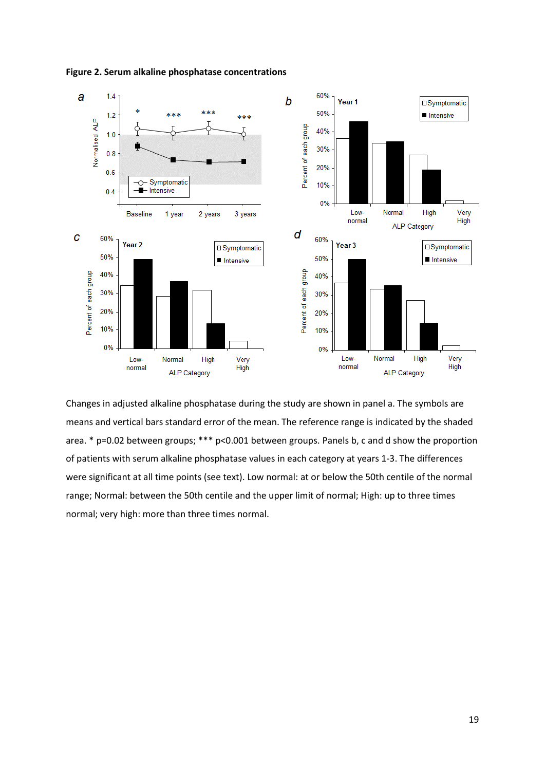**Figure 2. Serum alkaline phosphatase concentrations**

Changes in adjusted alkaline phosphatase during the study are shown in panel a. The symbols are means and vertical bars standard error of the mean. The reference range is indicated by the shaded area. * p=0.02 between groups; *** p<0.001 between groups. Panels b, c and d show the proportion of patients with serum alkaline phosphatase values in each category at years 1-3. The differences were significant at all time points (see text). Low normal: at or below the 50th centile of the normal range; Normal: between the 50th centile and the upper limit of normal; High: up to three times normal; very high: more than three times normal.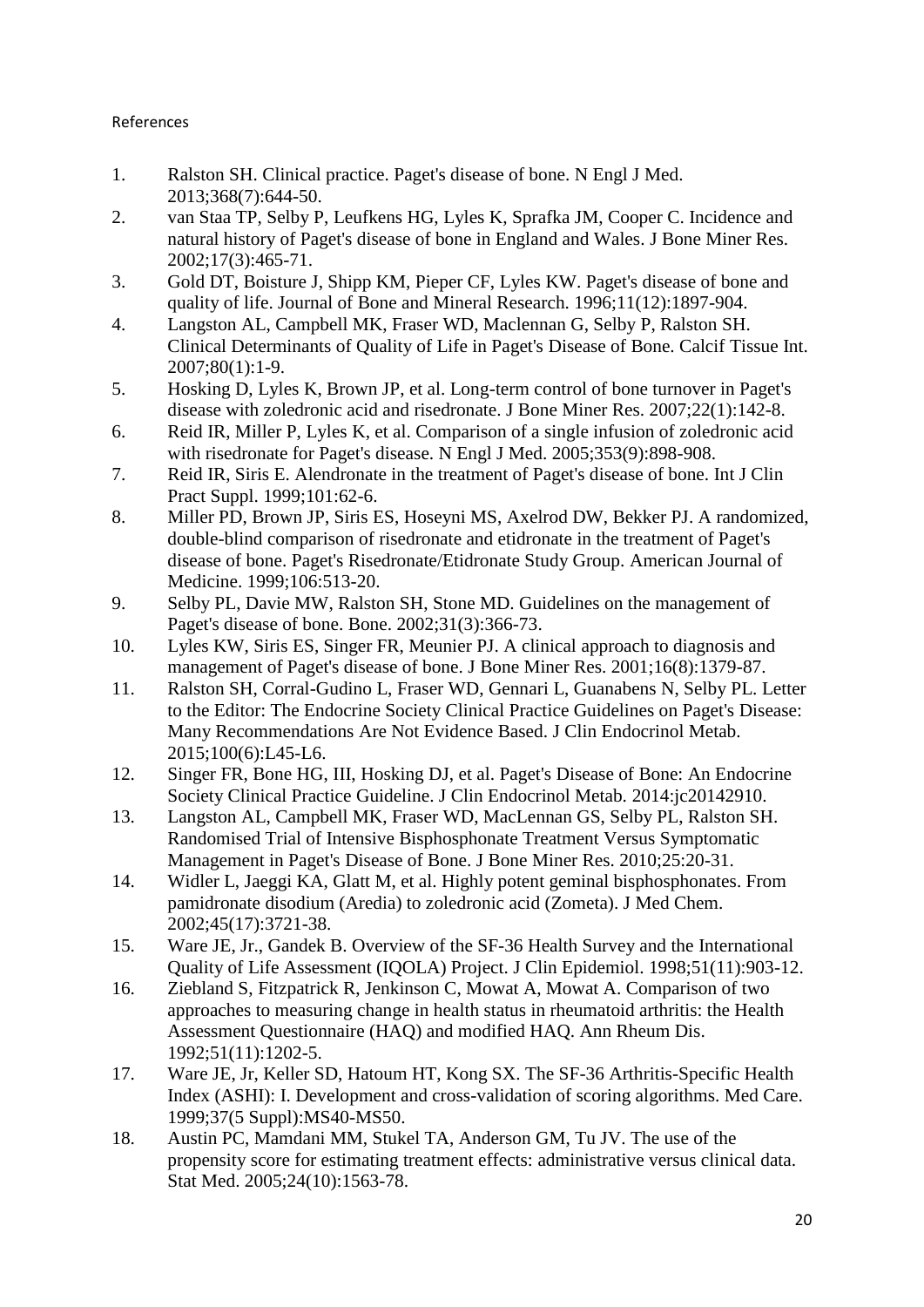References

1. Ralston SH. Clinical practice. Paget's disease of bone. N Engl J Med. 2013;368(7):644-50.
2. van Staa TP, Selby P, Leufkens HG, Lyles K, Sprafka JM, Cooper C. Incidence and natural history of Paget's disease of bone in England and Wales. J Bone Miner Res. 2002;17(3):465-71.
3. Gold DT, Boisture J, Shipp KM, Pieper CF, Lyles KW. Paget's disease of bone and quality of life. Journal of Bone and Mineral Research. 1996;11(12):1897-904.
4. Langston AL, Campbell MK, Fraser WD, Maclennan G, Selby P, Ralston SH. Clinical Determinants of Quality of Life in Paget's Disease of Bone. Calcif Tissue Int. 2007;80(1):1-9.
5. Hosking D, Lyles K, Brown JP, et al. Long-term control of bone turnover in Paget's disease with zoledronic acid and risedronate. J Bone Miner Res. 2007;22(1):142-8.
6. Reid IR, Miller P, Lyles K, et al. Comparison of a single infusion of zoledronic acid with risedronate for Paget's disease. N Engl J Med. 2005;353(9):898-908.
7. Reid IR, Siris E. Alendronate in the treatment of Paget's disease of bone. Int J Clin Pract Suppl. 1999;101:62-6.
8. Miller PD, Brown JP, Siris ES, Hoseyni MS, Axelrod DW, Bekker PJ. A randomized, double-blind comparison of risedronate and etidronate in the treatment of Paget's disease of bone. Paget's Risedronate/Etidronate Study Group. American Journal of Medicine. 1999;106:513-20.
9. Selby PL, Davie MW, Ralston SH, Stone MD. Guidelines on the management of Paget's disease of bone. Bone. 2002;31(3):366-73.
10. Lyles KW, Siris ES, Singer FR, Meunier PJ. A clinical approach to diagnosis and management of Paget's disease of bone. J Bone Miner Res. 2001;16(8):1379-87.
11. Ralston SH, Corral-Gudino L, Fraser WD, Gennari L, Guanabens N, Selby PL. Letter to the Editor: The Endocrine Society Clinical Practice Guidelines on Paget's Disease: Many Recommendations Are Not Evidence Based. J Clin Endocrinol Metab. 2015;100(6):L45-L6.
12. Singer FR, Bone HG, III, Hosking DJ, et al. Paget's Disease of Bone: An Endocrine Society Clinical Practice Guideline. J Clin Endocrinol Metab. 2014:jc20142910.
13. Langston AL, Campbell MK, Fraser WD, MacLennan GS, Selby PL, Ralston SH. Randomised Trial of Intensive Bisphosphonate Treatment Versus Symptomatic Management in Paget's Disease of Bone. J Bone Miner Res. 2010;25:20-31.
14. Widler L, Jaeggi KA, Glatt M, et al. Highly potent geminal bisphosphonates. From pamidronate disodium (Aredia) to zoledronic acid (Zometa). J Med Chem. 2002;45(17):3721-38.
15. Ware JE, Jr., Gandek B. Overview of the SF-36 Health Survey and the International Quality of Life Assessment (IQOLA) Project. J Clin Epidemiol. 1998;51(11):903-12.
16. Ziebland S, Fitzpatrick R, Jenkinson C, Mowat A, Mowat A. Comparison of two approaches to measuring change in health status in rheumatoid arthritis: the Health Assessment Questionnaire (HAQ) and modified HAQ. Ann Rheum Dis. 1992;51(11):1202-5.
17. Ware JE, Jr, Keller SD, Hatoum HT, Kong SX. The SF-36 Arthritis-Specific Health Index (ASHI): I. Development and cross-validation of scoring algorithms. Med Care. 1999;37(5 Suppl):MS40-MS50.
18. Austin PC, Mamdani MM, Stukel TA, Anderson GM, Tu JV. The use of the propensity score for estimating treatment effects: administrative versus clinical data. Stat Med. 2005;24(10):1563-78.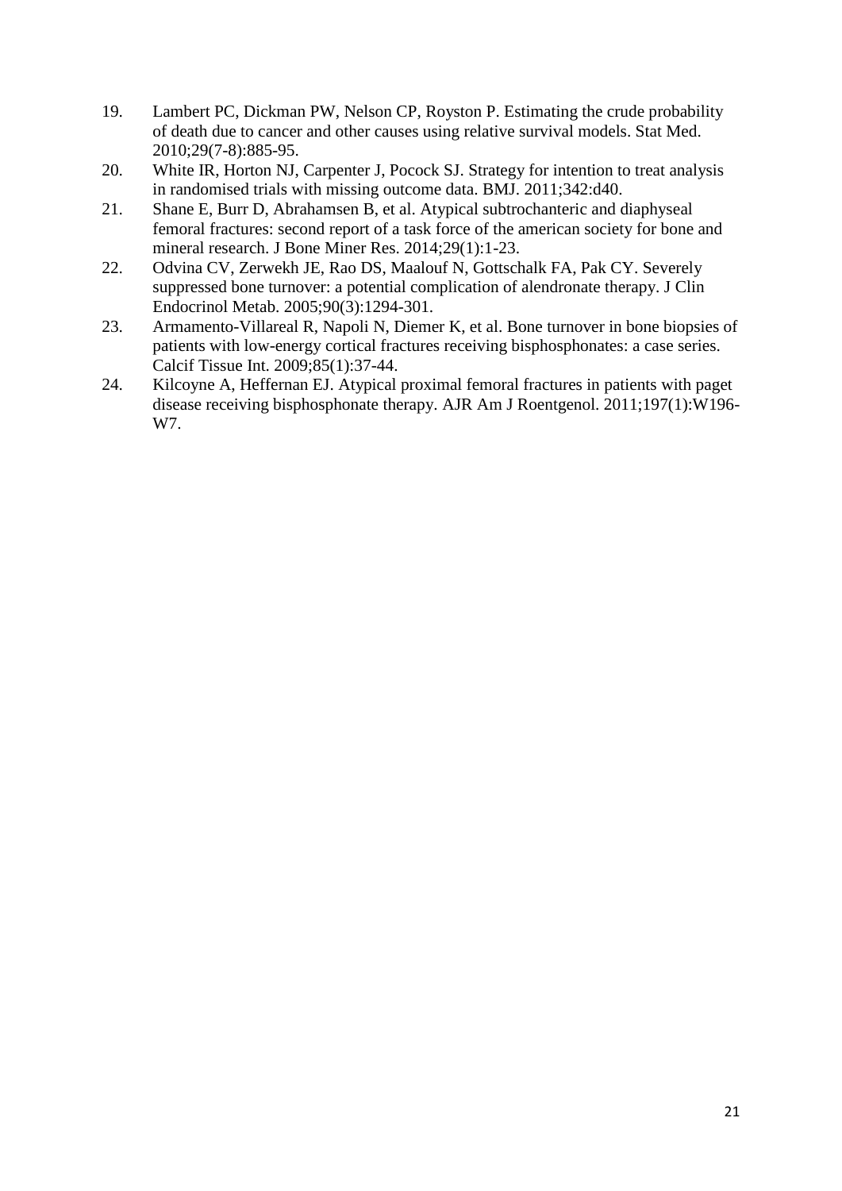19. Lambert PC, Dickman PW, Nelson CP, Royston P. Estimating the crude probability of death due to cancer and other causes using relative survival models. Stat Med. 2010;29(7-8):885-95.
20. White IR, Horton NJ, Carpenter J, Pocock SJ. Strategy for intention to treat analysis in randomised trials with missing outcome data. BMJ. 2011;342:d40.
21. Shane E, Burr D, Abrahamsen B, et al. Atypical subtrochanteric and diaphyseal femoral fractures: second report of a task force of the american society for bone and mineral research. J Bone Miner Res. 2014;29(1):1-23.
22. Odvina CV, Zerwekh JE, Rao DS, Maalouf N, Gottschalk FA, Pak CY. Severely suppressed bone turnover: a potential complication of alendronate therapy. J Clin Endocrinol Metab. 2005;90(3):1294-301.
23. Armamento-Villareal R, Napoli N, Diemer K, et al. Bone turnover in bone biopsies of patients with low-energy cortical fractures receiving bisphosphonates: a case series. Calcif Tissue Int. 2009;85(1):37-44.
24. Kilcoyne A, Heffernan EJ. Atypical proximal femoral fractures in patients with paget disease receiving bisphosphonate therapy. AJR Am J Roentgenol. 2011;197(1):W196-W7.